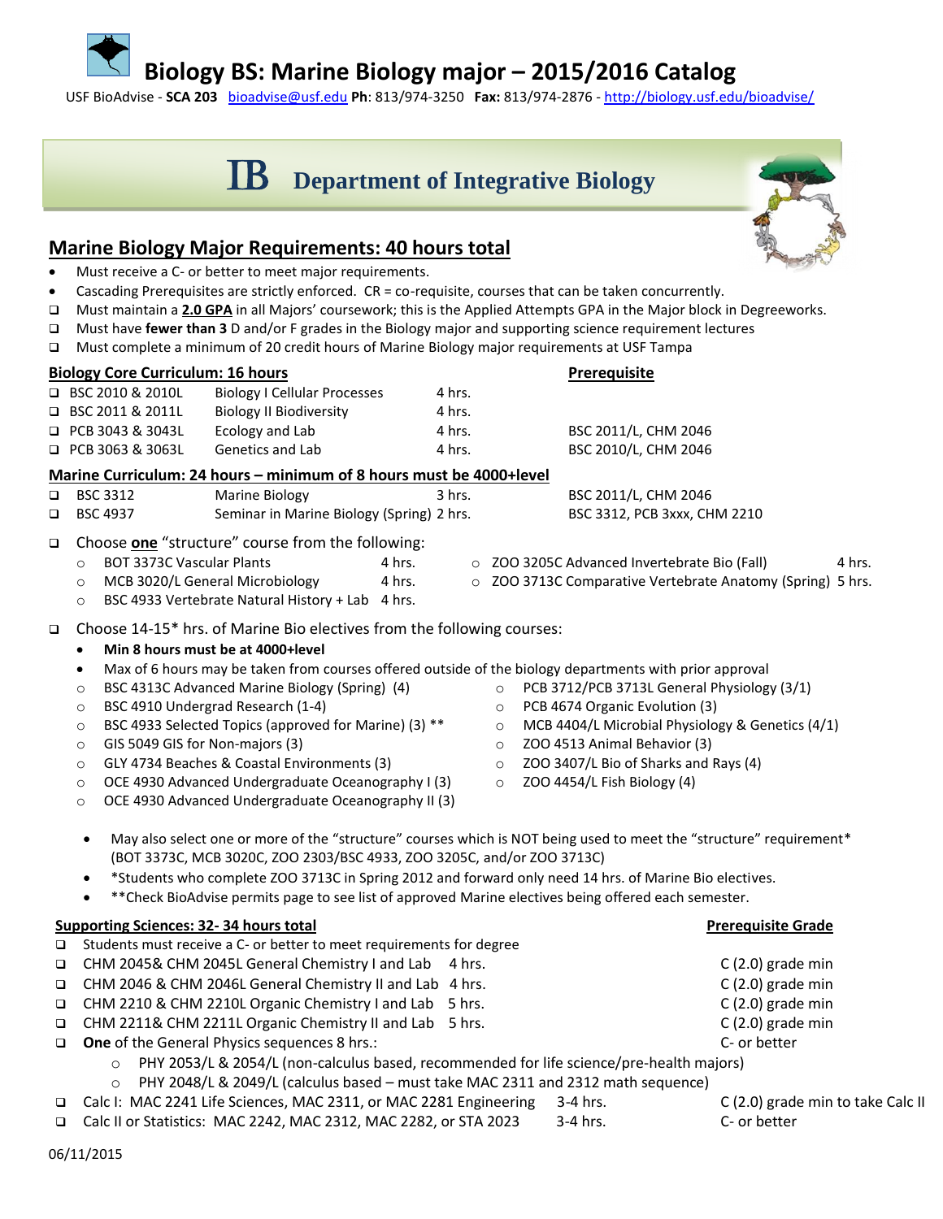# Biology BS: Marine Biology major – 2015/2016 Catalog

USF BioAdvise - **SCA 203** bioadvise@usf.edu **Ph**: 813/974-3250 **Fax:** 813/974-2876 - http://biology.usf.edu/bioadvise/

**IB Department of Integrative Biology**

## Marine Biology Major Requirements: 40 hours total

- Must receive a C- or better to meet major requirements.
- Cascading Prerequisites are strictly enforced. CR = co-requisite, courses that can be taken concurrently.
- ❑ Must maintain a **2.0 GPA** in all Majors' coursework; this is the Applied Attempts GPA in the Major block in Degreeworks.
- ❑ Must have **fewer than 3** D and/or F grades in the Biology major and supporting science requirement lectures
- ❑ Must complete a minimum of 20 credit hours of Marine Biology major requirements at USF Tampa

### Biology Core Curriculum: 16 hours

| Course | Title | Hours | Prerequisite |
|---|---|---|---|
| ❑ BSC 2010 & 2010L | Biology I Cellular Processes | 4 hrs. | |
| ❑ BSC 2011 & 2011L | Biology II Biodiversity | 4 hrs. | |
| ❑ PCB 3043 & 3043L | Ecology and Lab | 4 hrs. | BSC 2011/L, CHM 2046 |
| ❑ PCB 3063 & 3063L | Genetics and Lab | 4 hrs. | BSC 2010/L, CHM 2046 |

### Marine Curriculum: 24 hours – minimum of 8 hours must be 4000+level

| Course | Title | Hours | Prerequisite |
|---|---|---|---|
| ❑ BSC 3312 | Marine Biology | 3 hrs. | BSC 2011/L, CHM 2046 |
| ❑ BSC 4937 | Seminar in Marine Biology (Spring) | 2 hrs. | BSC 3312, PCB 3xxx, CHM 2210 |

❑ Choose **one** "structure" course from the following:

- BOT 3373C Vascular Plants 4 hrs.
- MCB 3020/L General Microbiology 4 hrs.
- BSC 4933 Vertebrate Natural History + Lab 4 hrs.
- ZOO 3205C Advanced Invertebrate Bio (Fall) 4 hrs.
- ZOO 3713C Comparative Vertebrate Anatomy (Spring) 5 hrs.

❑ Choose 14-15* hrs. of Marine Bio electives from the following courses:

- **Min 8 hours must be at 4000+level**
- Max of 6 hours may be taken from courses offered outside of the biology departments with prior approval
  - BSC 4313C Advanced Marine Biology (Spring) (4)
  - BSC 4910 Undergrad Research (1-4)
  - BSC 4933 Selected Topics (approved for Marine) (3) **
  - GIS 5049 GIS for Non-majors (3)
  - GLY 4734 Beaches & Coastal Environments (3)
  - OCE 4930 Advanced Undergraduate Oceanography I (3)
  - OCE 4930 Advanced Undergraduate Oceanography II (3)
  - PCB 3712/PCB 3713L General Physiology (3/1)
  - PCB 4674 Organic Evolution (3)
  - MCB 4404/L Microbial Physiology & Genetics (4/1)
  - ZOO 4513 Animal Behavior (3)
  - ZOO 3407/L Bio of Sharks and Rays (4)
  - ZOO 4454/L Fish Biology (4)

- May also select one or more of the "structure" courses which is NOT being used to meet the "structure" requirement* (BOT 3373C, MCB 3020C, ZOO 2303/BSC 4933, ZOO 3205C, and/or ZOO 3713C)
- *Students who complete ZOO 3713C in Spring 2012 and forward only need 14 hrs. of Marine Bio electives.
- **Check BioAdvise permits page to see list of approved Marine electives being offered each semester.

### Supporting Sciences: 32- 34 hours total

| Requirement | Hours | Prerequisite Grade |
|---|---|---|
| ❑ Students must receive a C- or better to meet requirements for degree | | |
| ❑ CHM 2045& CHM 2045L General Chemistry I and Lab | 4 hrs. | C (2.0) grade min |
| ❑ CHM 2046 & CHM 2046L General Chemistry II and Lab | 4 hrs. | C (2.0) grade min |
| ❑ CHM 2210 & CHM 2210L Organic Chemistry I and Lab | 5 hrs. | C (2.0) grade min |
| ❑ CHM 2211& CHM 2211L Organic Chemistry II and Lab | 5 hrs. | C (2.0) grade min |
| ❑ **One** of the General Physics sequences 8 hrs.: | | C- or better |
| ○ PHY 2053/L & 2054/L (non-calculus based, recommended for life science/pre-health majors) | | |
| ○ PHY 2048/L & 2049/L (calculus based – must take MAC 2311 and 2312 math sequence) | | |
| ❑ Calc I: MAC 2241 Life Sciences, MAC 2311, or MAC 2281 Engineering | 3-4 hrs. | C (2.0) grade min to take Calc II |
| ❑ Calc II or Statistics: MAC 2242, MAC 2312, MAC 2282, or STA 2023 | 3-4 hrs. | C- or better |

06/11/2015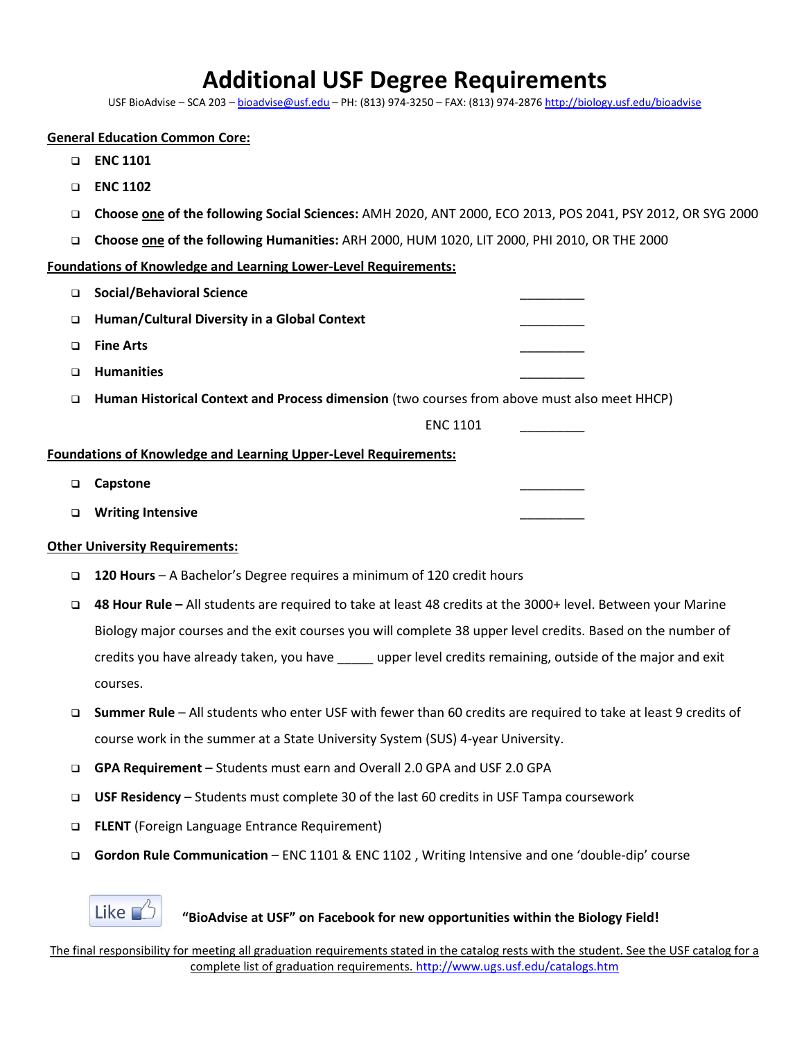# Additional USF Degree Requirements

USF BioAdvise – SCA 203 – bioadvise@usf.edu – PH: (813) 974-3250 – FAX: (813) 974-2876 http://biology.usf.edu/bioadvise

**General Education Common Core:**

- ❑ **ENC 1101**
- ❑ **ENC 1102**
- ❑ **Choose one of the following Social Sciences:** AMH 2020, ANT 2000, ECO 2013, POS 2041, PSY 2012, OR SYG 2000
- ❑ **Choose one of the following Humanities:** ARH 2000, HUM 1020, LIT 2000, PHI 2010, OR THE 2000

**Foundations of Knowledge and Learning Lower-Level Requirements:**

- ❑ **Social/Behavioral Science** _________
- ❑ **Human/Cultural Diversity in a Global Context** _________
- ❑ **Fine Arts** _________
- ❑ **Humanities** _________
- ❑ **Human Historical Context and Process dimension** (two courses from above must also meet HHCP)

  ENC 1101 _________

**Foundations of Knowledge and Learning Upper-Level Requirements:**

- ❑ **Capstone** _________
- ❑ **Writing Intensive** _________

**Other University Requirements:**

- ❑ **120 Hours** – A Bachelor's Degree requires a minimum of 120 credit hours
- ❑ **48 Hour Rule –** All students are required to take at least 48 credits at the 3000+ level. Between your Marine Biology major courses and the exit courses you will complete 38 upper level credits. Based on the number of credits you have already taken, you have _____ upper level credits remaining, outside of the major and exit courses.
- ❑ **Summer Rule** – All students who enter USF with fewer than 60 credits are required to take at least 9 credits of course work in the summer at a State University System (SUS) 4-year University.
- ❑ **GPA Requirement** – Students must earn and Overall 2.0 GPA and USF 2.0 GPA
- ❑ **USF Residency** – Students must complete 30 of the last 60 credits in USF Tampa coursework
- ❑ **FLENT** (Foreign Language Entrance Requirement)
- ❑ **Gordon Rule Communication** – ENC 1101 & ENC 1102 , Writing Intensive and one 'double-dip' course

Like **"BioAdvise at USF" on Facebook for new opportunities within the Biology Field!**

The final responsibility for meeting all graduation requirements stated in the catalog rests with the student. See the USF catalog for a complete list of graduation requirements. http://www.ugs.usf.edu/catalogs.htm